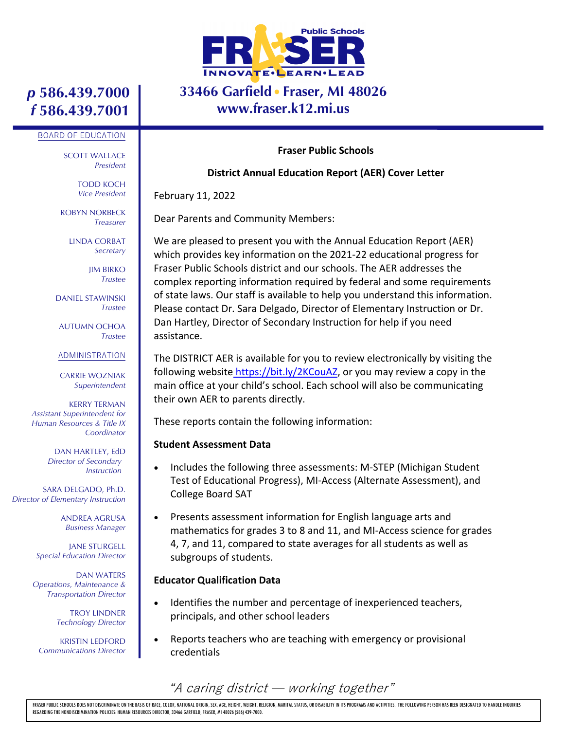# FRASER Public Schools

INNOVATE•LEARN•LEAD

**33466 Garfield • Fraser, MI 48026**
**www.fraser.k12.mi.us**

**p 586.439.7000**
**f 586.439.7001**

BOARD OF EDUCATION

SCOTT WALLACE
*President*

TODD KOCH
*Vice President*

ROBYN NORBECK
*Treasurer*

LINDA CORBAT
*Secretary*

JIM BIRKO
*Trustee*

DANIEL STAWINSKI
*Trustee*

AUTUMN OCHOA
*Trustee*

ADMINISTRATION

CARRIE WOZNIAK
*Superintendent*

KERRY TERMAN
*Assistant Superintendent for Human Resources & Title IX Coordinator*

DAN HARTLEY, EdD
*Director of Secondary Instruction*

SARA DELGADO, Ph.D.
*Director of Elementary Instruction*

ANDREA AGRUSA
*Business Manager*

JANE STURGELL
*Special Education Director*

DAN WATERS
*Operations, Maintenance & Transportation Director*

TROY LINDNER
*Technology Director*

KRISTIN LEDFORD
*Communications Director*

**Fraser Public Schools**

**District Annual Education Report (AER) Cover Letter**

February 11, 2022

Dear Parents and Community Members:

We are pleased to present you with the Annual Education Report (AER) which provides key information on the 2021-22 educational progress for Fraser Public Schools district and our schools. The AER addresses the complex reporting information required by federal and some requirements of state laws. Our staff is available to help you understand this information. Please contact Dr. Sara Delgado, Director of Elementary Instruction or Dr. Dan Hartley, Director of Secondary Instruction for help if you need assistance.

The DISTRICT AER is available for you to review electronically by visiting the following website https://bit.ly/2KCouAZ, or you may review a copy in the main office at your child's school. Each school will also be communicating their own AER to parents directly.

These reports contain the following information:

**Student Assessment Data**

- Includes the following three assessments: M-STEP (Michigan Student Test of Educational Progress), MI-Access (Alternate Assessment), and College Board SAT
- Presents assessment information for English language arts and mathematics for grades 3 to 8 and 11, and MI-Access science for grades 4, 7, and 11, compared to state averages for all students as well as subgroups of students.

**Educator Qualification Data**

- Identifies the number and percentage of inexperienced teachers, principals, and other school leaders
- Reports teachers who are teaching with emergency or provisional credentials

*"A caring district — working together"*

FRASER PUBLIC SCHOOLS DOES NOT DISCRIMINATE ON THE BASIS OF RACE, COLOR, NATIONAL ORIGIN, SEX, AGE, HEIGHT, WEIGHT, RELIGION, MARITAL STATUS, OR DISABILITY IN ITS PROGRAMS AND ACTIVITIES. THE FOLLOWING PERSON HAS BEEN DESIGNATED TO HANDLE INQUIRIES REGARDING THE NONDISCRIMINATION POLICIES: HUMAN RESOURCES DIRECTOR, 33466 GARFIELD, FRASER, MI 48026 (586) 439-7000.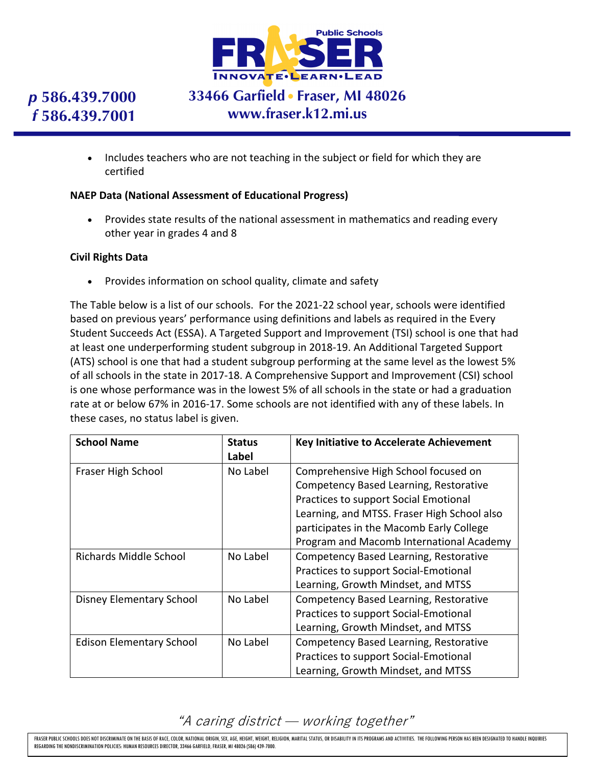- Includes teachers who are not teaching in the subject or field for which they are certified

**NAEP Data (National Assessment of Educational Progress)**

- Provides state results of the national assessment in mathematics and reading every other year in grades 4 and 8

**Civil Rights Data**

- Provides information on school quality, climate and safety

The Table below is a list of our schools. For the 2021-22 school year, schools were identified based on previous years' performance using definitions and labels as required in the Every Student Succeeds Act (ESSA). A Targeted Support and Improvement (TSI) school is one that had at least one underperforming student subgroup in 2018-19. An Additional Targeted Support (ATS) school is one that had a student subgroup performing at the same level as the lowest 5% of all schools in the state in 2017-18. A Comprehensive Support and Improvement (CSI) school is one whose performance was in the lowest 5% of all schools in the state or had a graduation rate at or below 67% in 2016-17. Some schools are not identified with any of these labels. In these cases, no status label is given.

| School Name | Status Label | Key Initiative to Accelerate Achievement |
|---|---|---|
| Fraser High School | No Label | Comprehensive High School focused on Competency Based Learning, Restorative Practices to support Social Emotional Learning, and MTSS. Fraser High School also participates in the Macomb Early College Program and Macomb International Academy |
| Richards Middle School | No Label | Competency Based Learning, Restorative Practices to support Social-Emotional Learning, Growth Mindset, and MTSS |
| Disney Elementary School | No Label | Competency Based Learning, Restorative Practices to support Social-Emotional Learning, Growth Mindset, and MTSS |
| Edison Elementary School | No Label | Competency Based Learning, Restorative Practices to support Social-Emotional Learning, Growth Mindset, and MTSS |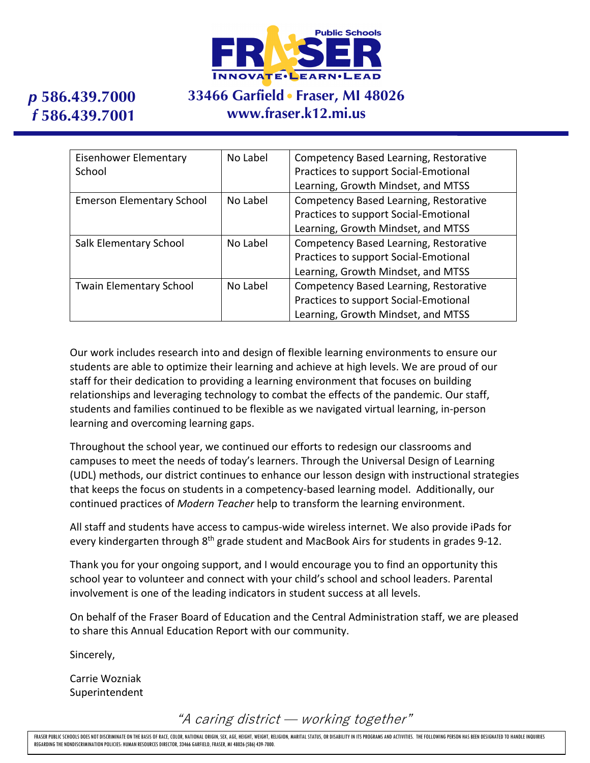| | | |
|---|---|---|
| Eisenhower Elementary School | No Label | Competency Based Learning, Restorative Practices to support Social-Emotional Learning, Growth Mindset, and MTSS |
| Emerson Elementary School | No Label | Competency Based Learning, Restorative Practices to support Social-Emotional Learning, Growth Mindset, and MTSS |
| Salk Elementary School | No Label | Competency Based Learning, Restorative Practices to support Social-Emotional Learning, Growth Mindset, and MTSS |
| Twain Elementary School | No Label | Competency Based Learning, Restorative Practices to support Social-Emotional Learning, Growth Mindset, and MTSS |

Our work includes research into and design of flexible learning environments to ensure our students are able to optimize their learning and achieve at high levels. We are proud of our staff for their dedication to providing a learning environment that focuses on building relationships and leveraging technology to combat the effects of the pandemic. Our staff, students and families continued to be flexible as we navigated virtual learning, in-person learning and overcoming learning gaps.

Throughout the school year, we continued our efforts to redesign our classrooms and campuses to meet the needs of today's learners. Through the Universal Design of Learning (UDL) methods, our district continues to enhance our lesson design with instructional strategies that keeps the focus on students in a competency-based learning model. Additionally, our continued practices of *Modern Teacher* help to transform the learning environment.

All staff and students have access to campus-wide wireless internet. We also provide iPads for every kindergarten through 8th grade student and MacBook Airs for students in grades 9-12.

Thank you for your ongoing support, and I would encourage you to find an opportunity this school year to volunteer and connect with your child's school and school leaders. Parental involvement is one of the leading indicators in student success at all levels.

On behalf of the Fraser Board of Education and the Central Administration staff, we are pleased to share this Annual Education Report with our community.

Sincerely,

Carrie Wozniak
Superintendent